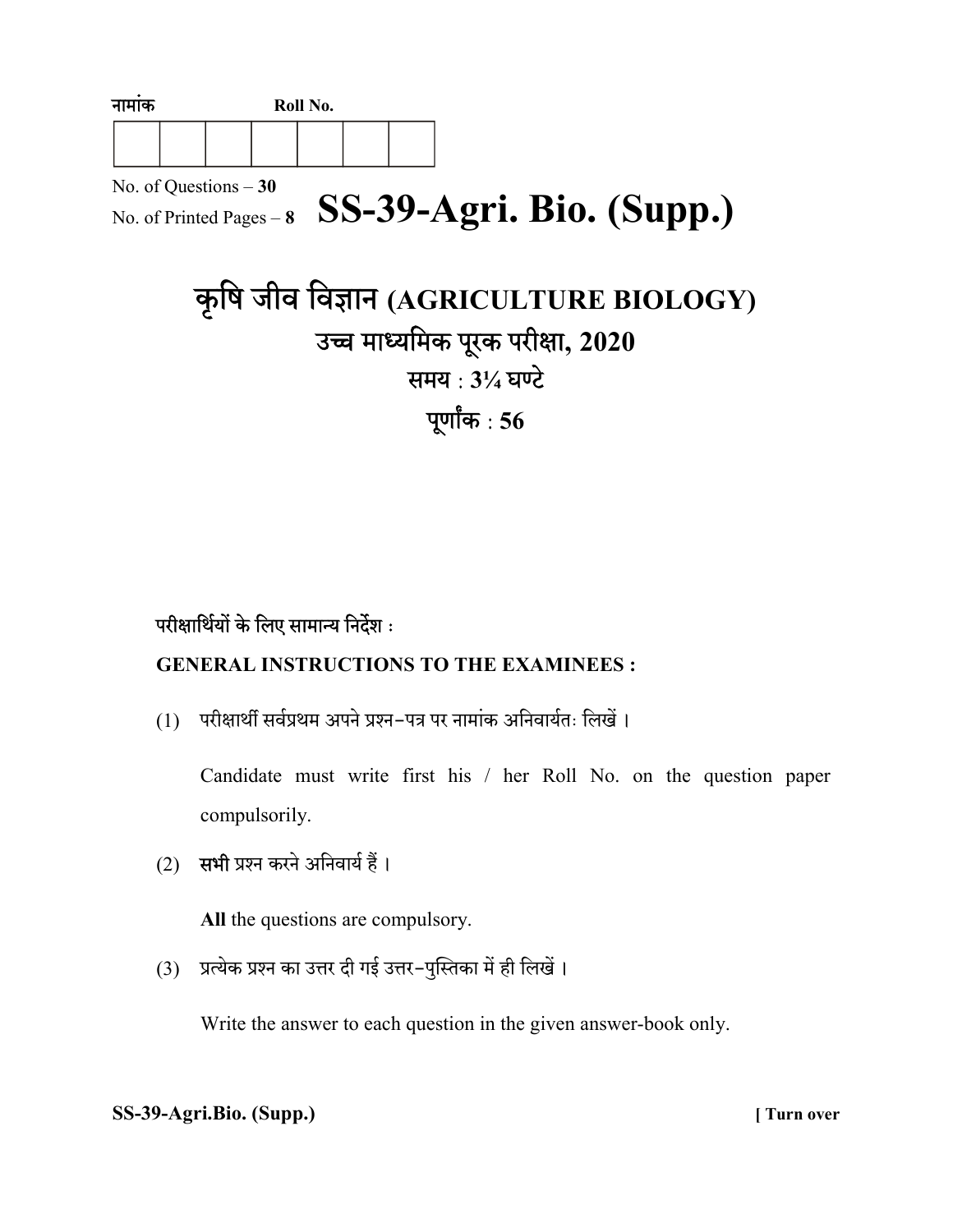नामांक Roll No.

| | | | | | | |
|---|---|---|---|---|---|---|
| | | | | | | |

No. of Questions – **30**

No. of Printed Pages – **8**

# SS-39-Agri. Bio. (Supp.)

## कृषि जीव विज्ञान (AGRICULTURE BIOLOGY)

### उच्च माध्यमिक पूरक परीक्षा, 2020

### समय : 3¼ घण्टे

### पूर्णांक : 56

परीक्षार्थियों के लिए सामान्य निर्देश :

**GENERAL INSTRUCTIONS TO THE EXAMINEES :**

(1) परीक्षार्थी सर्वप्रथम अपने प्रश्न-पत्र पर नामांक अनिवार्यतः लिखें ।

Candidate must write first his / her Roll No. on the question paper compulsorily.

(2) **सभी** प्रश्न करने अनिवार्य हैं ।

**All** the questions are compulsory.

(3) प्रत्येक प्रश्न का उत्तर दी गई उत्तर-पुस्तिका में ही लिखें ।

Write the answer to each question in the given answer-book only.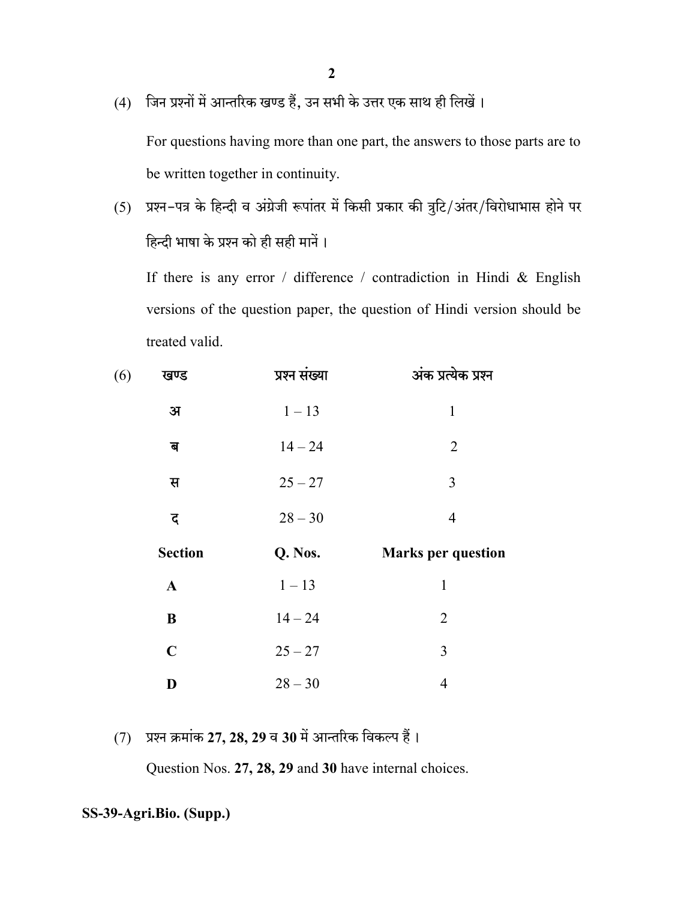(4) जिन प्रश्नों में आन्तरिक खण्ड हैं, उन सभी के उत्तर एक साथ ही लिखें ।

For questions having more than one part, the answers to those parts are to be written together in continuity.

(5) प्रश्न-पत्र के हिन्दी व अंग्रेजी रूपांतर में किसी प्रकार की त्रुटि/अंतर/विरोधाभास होने पर हिन्दी भाषा के प्रश्न को ही सही मानें ।

If there is any error / difference / contradiction in Hindi & English versions of the question paper, the question of Hindi version should be treated valid.

(6)

| खण्ड | प्रश्न संख्या | अंक प्रत्येक प्रश्न |
|---|---|---|
| अ | 1 – 13 | 1 |
| ब | 14 – 24 | 2 |
| स | 25 – 27 | 3 |
| द | 28 – 30 | 4 |

| **Section** | **Q. Nos.** | **Marks per question** |
|---|---|---|
| **A** | 1 – 13 | 1 |
| **B** | 14 – 24 | 2 |
| **C** | 25 – 27 | 3 |
| **D** | 28 – 30 | 4 |

(7) प्रश्न क्रमांक **27, 28, 29** व **30** में आन्तरिक विकल्प हैं ।

Question Nos. **27, 28, 29** and **30** have internal choices.

**SS-39-Agri.Bio. (Supp.)**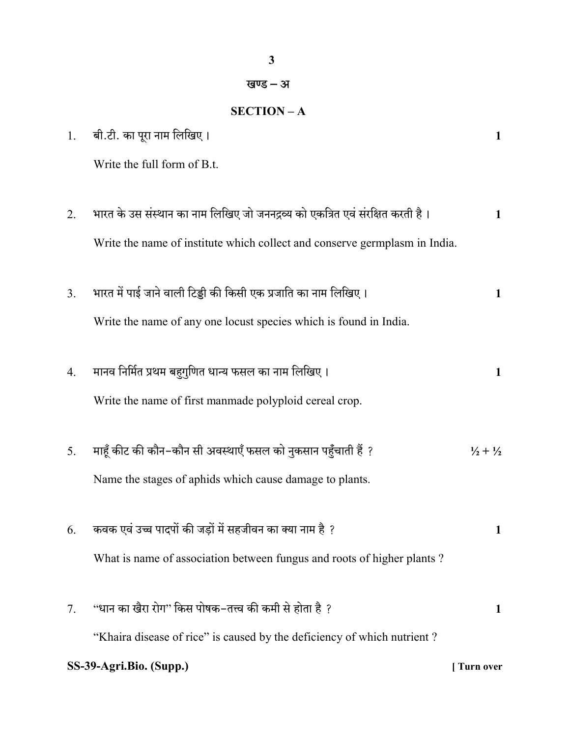## खण्ड – अ

## SECTION – A

1. बी.टी. का पूरा नाम लिखिए। **1**

   Write the full form of B.t.

2. भारत के उस संस्थान का नाम लिखिए जो जननद्रव्य को एकत्रित एवं संरक्षित करती है। **1**

   Write the name of institute which collect and conserve germplasm in India.

3. भारत में पाई जाने वाली टिड्डी की किसी एक प्रजाति का नाम लिखिए। **1**

   Write the name of any one locust species which is found in India.

4. मानव निर्मित प्रथम बहुगुणित धान्य फसल का नाम लिखिए। **1**

   Write the name of first manmade polyploid cereal crop.

5. माहूँ कीट की कौन–कौन सी अवस्थाएँ फसल को नुकसान पहुँचाती हैं ? **½ + ½**

   Name the stages of aphids which cause damage to plants.

6. कवक एवं उच्च पादपों की जड़ों में सहजीवन का क्या नाम है ? **1**

   What is name of association between fungus and roots of higher plants ?

7. "धान का खैरा रोग" किस पोषक–तत्त्व की कमी से होता है ? **1**

   "Khaira disease of rice" is caused by the deficiency of which nutrient ?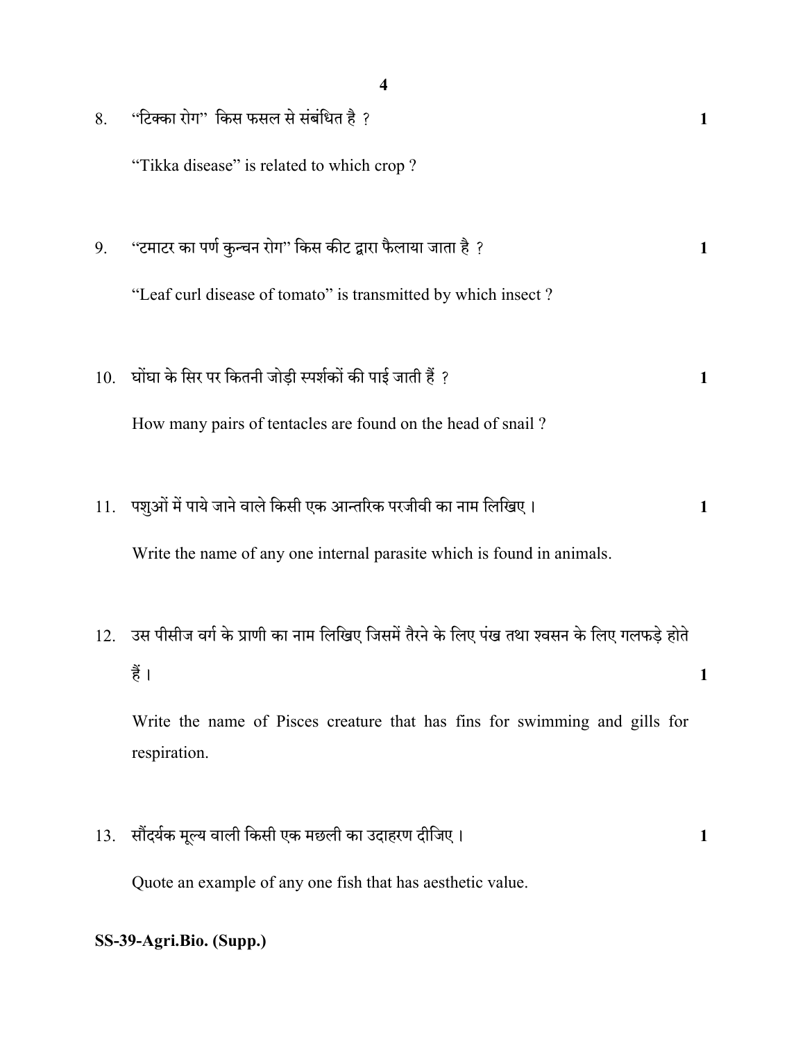8. “टिक्का रोग” किस फसल से संबंधित है ? **1**

   “Tikka disease” is related to which crop ?

9. “टमाटर का पर्ण कुन्चन रोग” किस कीट द्वारा फैलाया जाता है ? **1**

   “Leaf curl disease of tomato” is transmitted by which insect ?

10. घोंघा के सिर पर कितनी जोड़ी स्पर्शकों की पाई जाती हैं ? **1**

    How many pairs of tentacles are found on the head of snail ?

11. पशुओं में पाये जाने वाले किसी एक आन्तरिक परजीवी का नाम लिखिए। **1**

    Write the name of any one internal parasite which is found in animals.

12. उस पीसीज वर्ग के प्राणी का नाम लिखिए जिसमें तैरने के लिए पंख तथा श्वसन के लिए गलफड़े होते हैं। **1**

    Write the name of Pisces creature that has fins for swimming and gills for respiration.

13. सौंदर्यक मूल्य वाली किसी एक मछली का उदाहरण दीजिए। **1**

    Quote an example of any one fish that has aesthetic value.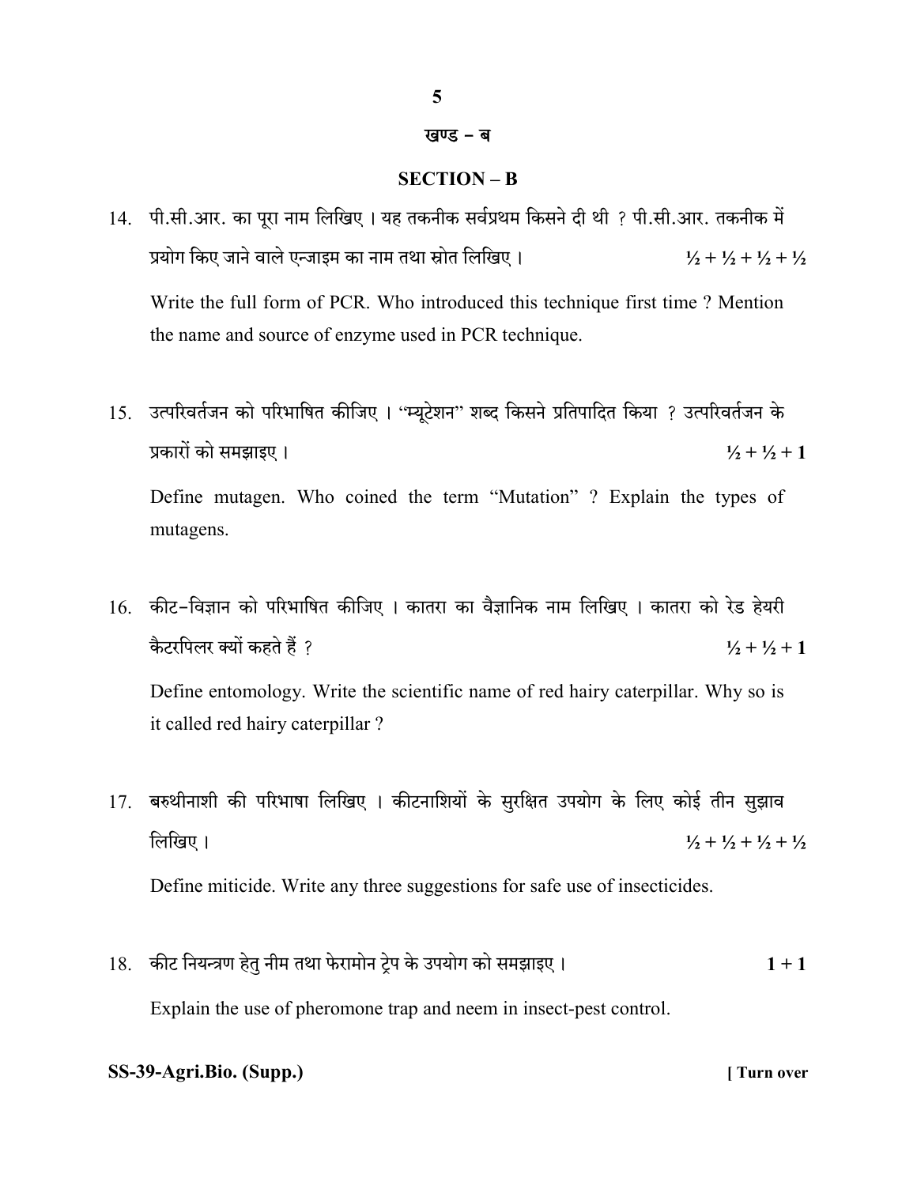## खण्ड – ब

## SECTION – B

14. पी.सी.आर. का पूरा नाम लिखिए । यह तकनीक सर्वप्रथम किसने दी थी ? पी.सी.आर. तकनीक में प्रयोग किए जाने वाले एन्जाइम का नाम तथा स्रोत लिखिए । **½ + ½ + ½ + ½**

    Write the full form of PCR. Who introduced this technique first time ? Mention the name and source of enzyme used in PCR technique.

15. उत्परिवर्तजन को परिभाषित कीजिए । "म्यूटेशन" शब्द किसने प्रतिपादित किया ? उत्परिवर्तजन के प्रकारों को समझाइए । **½ + ½ + 1**

    Define mutagen. Who coined the term "Mutation" ? Explain the types of mutagens.

16. कीट–विज्ञान को परिभाषित कीजिए । कातरा का वैज्ञानिक नाम लिखिए । कातरा को रेड हेयरी कैटरपिलर क्यों कहते हैं ? **½ + ½ + 1**

    Define entomology. Write the scientific name of red hairy caterpillar. Why so is it called red hairy caterpillar ?

17. बरुथीनाशी की परिभाषा लिखिए । कीटनाशियों के सुरक्षित उपयोग के लिए कोई तीन सुझाव लिखिए । **½ + ½ + ½ + ½**

    Define miticide. Write any three suggestions for safe use of insecticides.

18. कीट नियन्त्रण हेतु नीम तथा फेरामोन ट्रेप के उपयोग को समझाइए । **1 + 1**

    Explain the use of pheromone trap and neem in insect-pest control.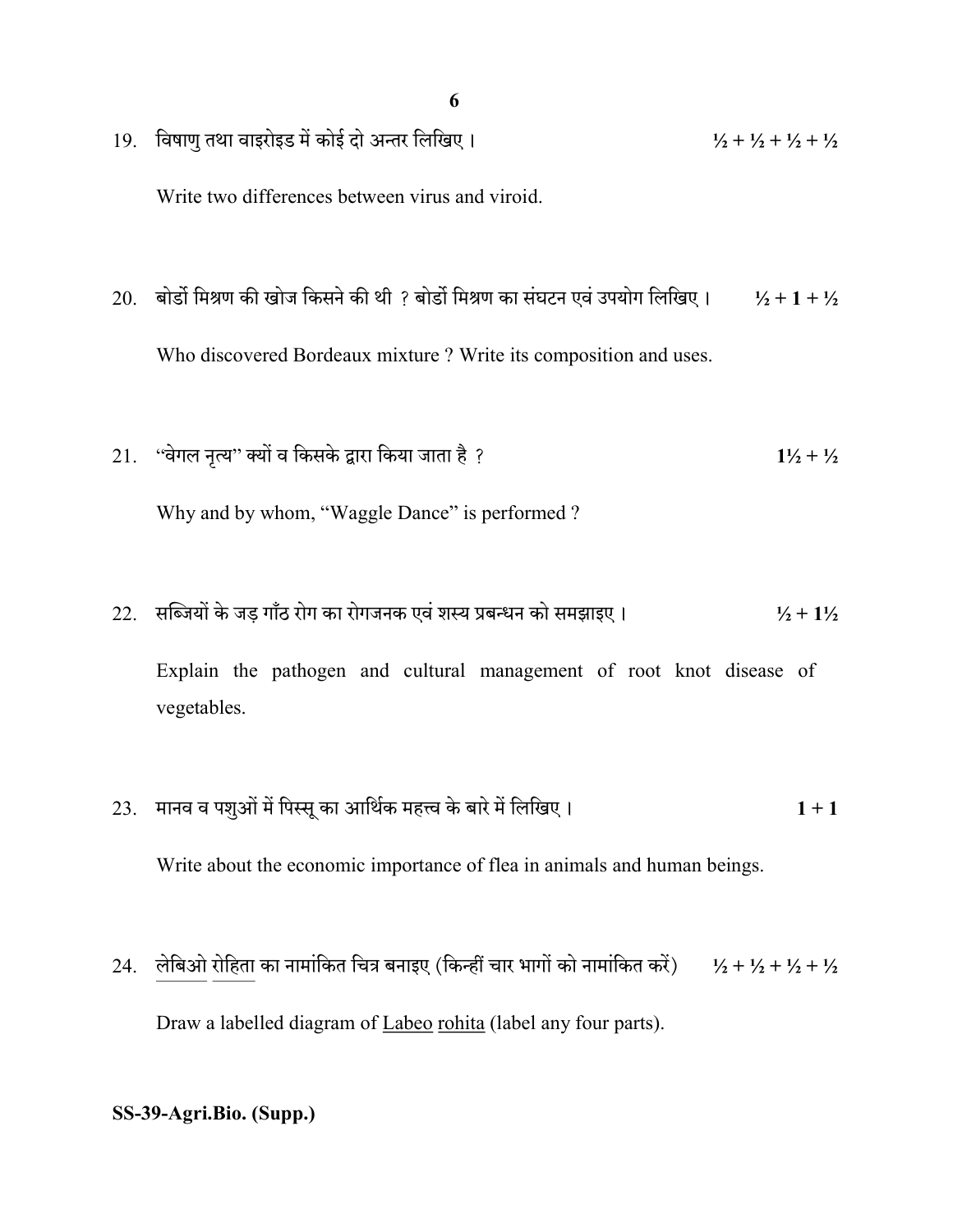19. विषाणु तथा वाइरोइड में कोई दो अन्तर लिखिए । ½ + ½ + ½ + ½

Write two differences between virus and viroid.

20. बोर्डो मिश्रण की खोज किसने की थी ? बोर्डो मिश्रण का संघटन एवं उपयोग लिखिए । ½ + 1 + ½

Who discovered Bordeaux mixture ? Write its composition and uses.

21. "वेगल नृत्य" क्यों व किसके द्वारा किया जाता है ? 1½ + ½

Why and by whom, "Waggle Dance" is performed ?

22. सब्जियों के जड़ गाँठ रोग का रोगजनक एवं शस्य प्रबन्धन को समझाइए । ½ + 1½

Explain the pathogen and cultural management of root knot disease of vegetables.

23. मानव व पशुओं में पिस्सू का आर्थिक महत्त्व के बारे में लिखिए । 1 + 1

Write about the economic importance of flea in animals and human beings.

24. लेबिओ रोहिता का नामांकित चित्र बनाइए (किन्हीं चार भागों को नामांकित करें) ½ + ½ + ½ + ½

Draw a labelled diagram of Labeo rohita (label any four parts).

SS-39-Agri.Bio. (Supp.)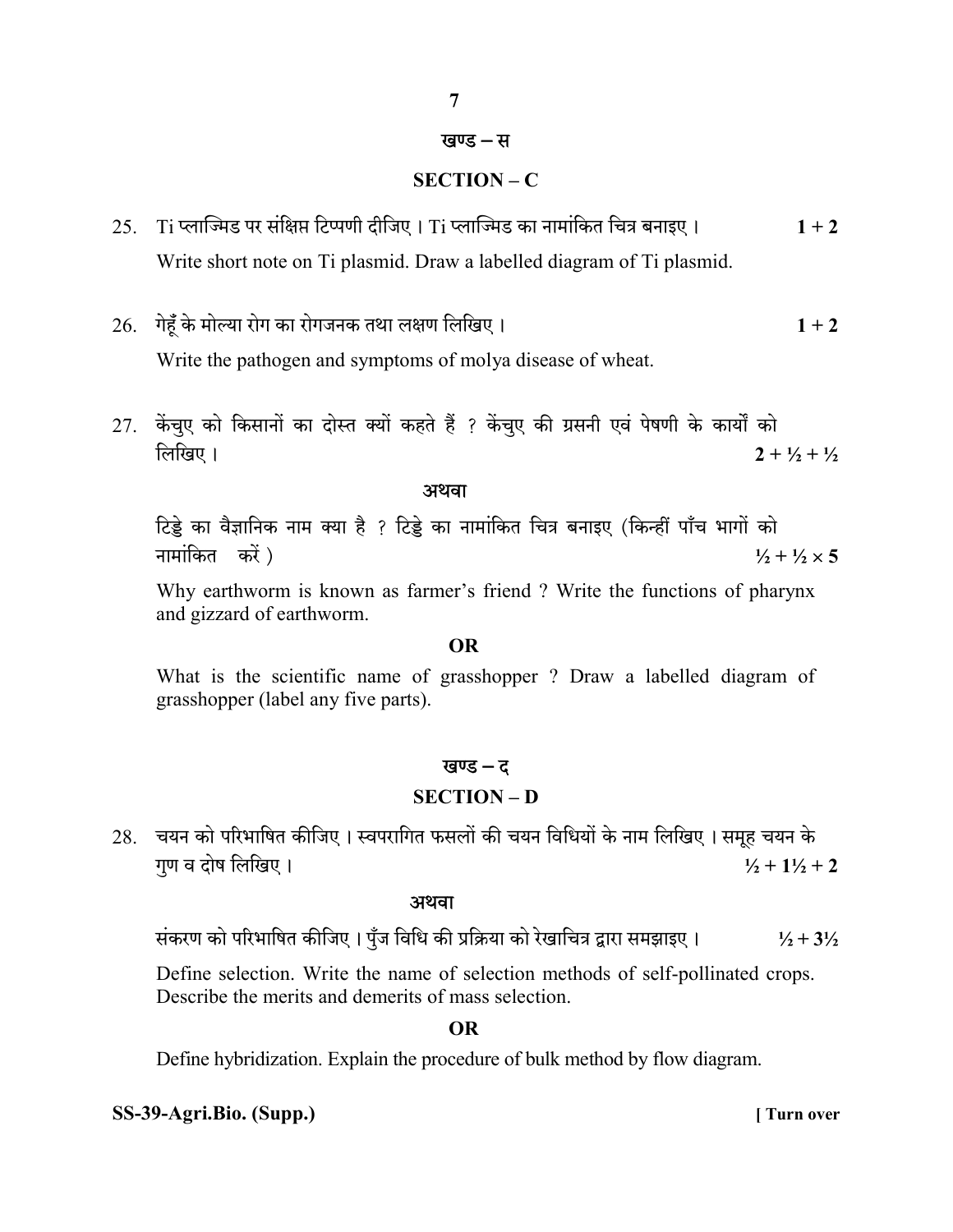## खण्ड – स

## SECTION – C

25. Ti प्लाज्मिड पर संक्षिप्त टिप्पणी दीजिए । Ti प्लाज्मिड का नामांकित चित्र बनाइए । **1 + 2**

    Write short note on Ti plasmid. Draw a labelled diagram of Ti plasmid.

26. गेहूँ के मोल्या रोग का रोगजनक तथा लक्षण लिखिए । **1 + 2**

    Write the pathogen and symptoms of molya disease of wheat.

27. केंचुए को किसानों का दोस्त क्यों कहते हैं ? केंचुए की ग्रसनी एवं पेषणी के कार्यों को लिखिए । **2 + ½ + ½**

    **अथवा**

    टिड्डे का वैज्ञानिक नाम क्या है ? टिड्डे का नामांकित चित्र बनाइए (किन्हीं पाँच भागों को नामांकित करें ) **½ + ½ × 5**

    Why earthworm is known as farmer's friend ? Write the functions of pharynx and gizzard of earthworm.

    **OR**

    What is the scientific name of grasshopper ? Draw a labelled diagram of grasshopper (label any five parts).

## खण्ड – द

## SECTION – D

28. चयन को परिभाषित कीजिए । स्वपरागित फसलों की चयन विधियों के नाम लिखिए । समूह चयन के गुण व दोष लिखिए । **½ + 1½ + 2**

    **अथवा**

    संकरण को परिभाषित कीजिए । पुंज विधि की प्रक्रिया को रेखाचित्र द्वारा समझाइए । **½ + 3½**

    Define selection. Write the name of selection methods of self-pollinated crops. Describe the merits and demerits of mass selection.

    **OR**

    Define hybridization. Explain the procedure of bulk method by flow diagram.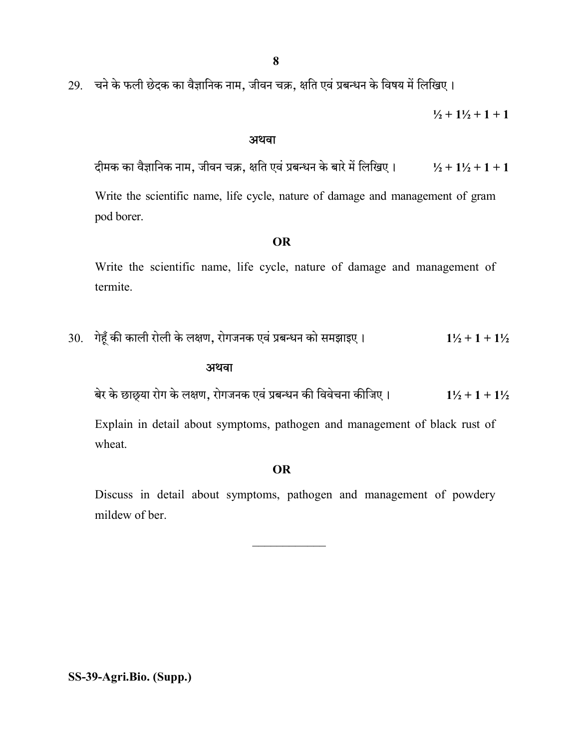29. चने के फली छेदक का वैज्ञानिक नाम, जीवन चक्र, क्षति एवं प्रबन्धन के विषय में लिखिए । ½ + 1½ + 1 + 1

**अथवा**

दीमक का वैज्ञानिक नाम, जीवन चक्र, क्षति एवं प्रबन्धन के बारे में लिखिए । ½ + 1½ + 1 + 1

Write the scientific name, life cycle, nature of damage and management of gram pod borer.

**OR**

Write the scientific name, life cycle, nature of damage and management of termite.

30. गेहूँ की काली रोली के लक्षण, रोगजनक एवं प्रबन्धन को समझाइए । 1½ + 1 + 1½

**अथवा**

बेर के छाछ्या रोग के लक्षण, रोगजनक एवं प्रबन्धन की विवेचना कीजिए । 1½ + 1 + 1½

Explain in detail about symptoms, pathogen and management of black rust of wheat.

**OR**

Discuss in detail about symptoms, pathogen and management of powdery mildew of ber.